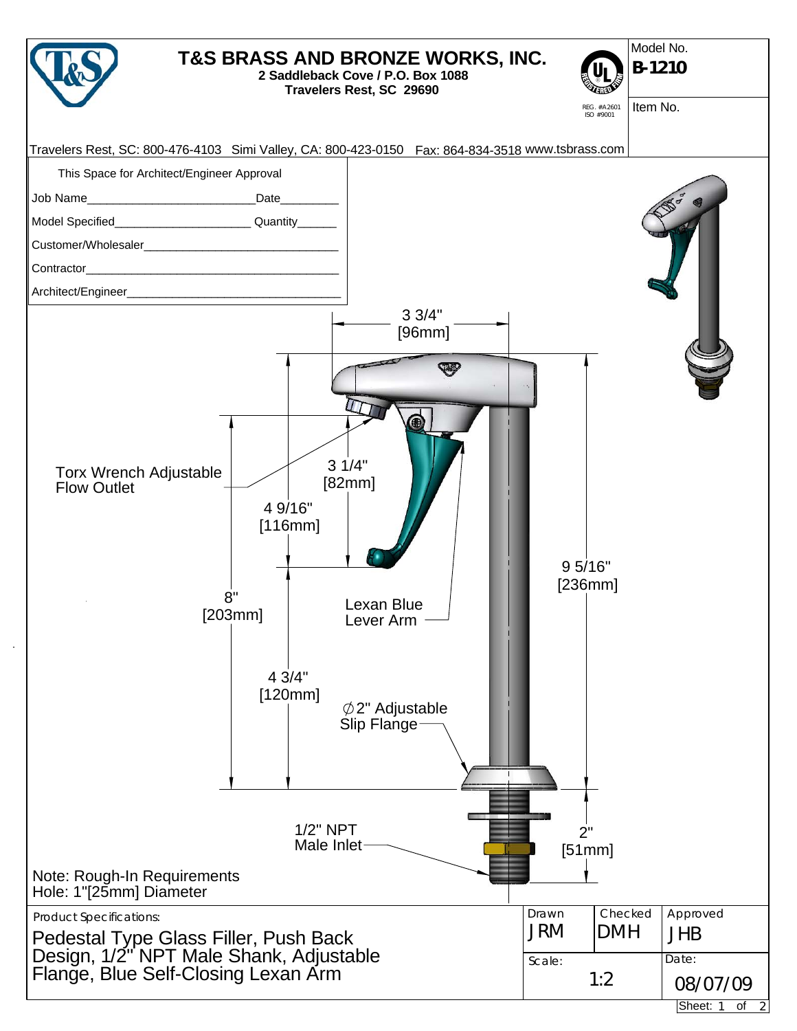# T&S BRASS AND BRONZE WORKS, INC.

**2 Saddleback Cove / P.O. Box 1088**
**Travelers Rest, SC 29690**

REG. #A2601 ISO #9001

Model No. **B-1210**

Item No.

Travelers Rest, SC: 800-476-4103 Simi Valley, CA: 800-423-0150 Fax: 864-834-3518 www.tsbrass.com

This Space for Architect/Engineer Approval

Job Name________________________ Date_________

Model Specified____________________ Quantity______

Customer/Wholesaler______________________________

Contractor_______________________________________

Architect/Engineer_________________________________

3 3/4" [96mm]

3 1/4" [82mm]

4 9/16" [116mm]

8" [203mm]

4 3/4" [120mm]

9 5/16" [236mm]

2" [51mm]

Torx Wrench Adjustable Flow Outlet

Lexan Blue Lever Arm

⌀2" Adjustable Slip Flange

1/2" NPT Male Inlet

Note: Rough-In Requirements
Hole: 1"[25mm] Diameter

Product Specifications:

Pedestal Type Glass Filler, Push Back Design, 1/2" NPT Male Shank, Adjustable Flange, Blue Self-Closing Lexan Arm

| Drawn | Checked | Approved |
|---|---|---|
| JRM | DMH | JHB |

Scale: 1:2

Date: 08/07/09

Sheet: 1 of 2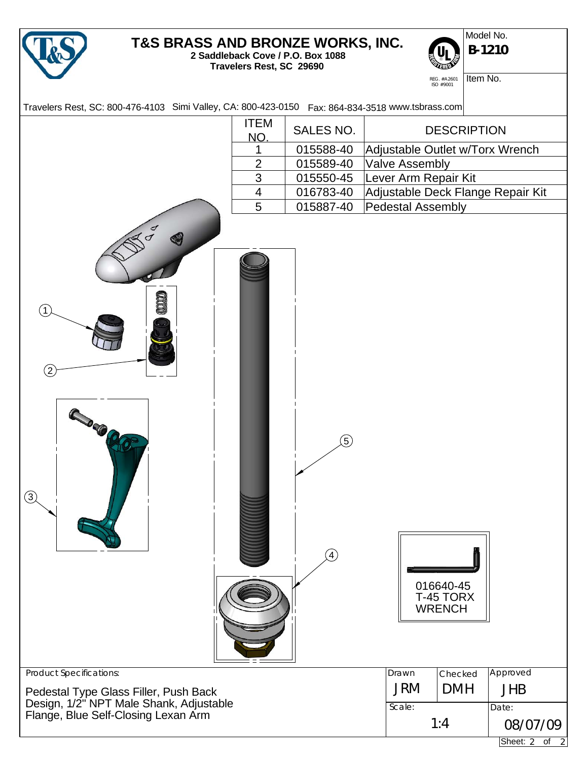# T&S BRASS AND BRONZE WORKS, INC.

**2 Saddleback Cove / P.O. Box 1088**
**Travelers Rest, SC 29690**

REG. #A2601
ISO #9001

Model No. **B-1210**

Item No.

Travelers Rest, SC: 800-476-4103 Simi Valley, CA: 800-423-0150 Fax: 864-834-3518 www.tsbrass.com

| ITEM NO. | SALES NO. | DESCRIPTION |
|---|---|---|
| 1 | 015588-40 | Adjustable Outlet w/Torx Wrench |
| 2 | 015589-40 | Valve Assembly |
| 3 | 015550-45 | Lever Arm Repair Kit |
| 4 | 016783-40 | Adjustable Deck Flange Repair Kit |
| 5 | 015887-40 | Pedestal Assembly |

1

2

3

4

5

016640-45
T-45 TORX
WRENCH

Product Specifications:

Pedestal Type Glass Filler, Push Back Design, 1/2" NPT Male Shank, Adjustable Flange, Blue Self-Closing Lexan Arm

| Drawn | Checked | Approved |
|---|---|---|
| JRM | DMH | JHB |

Scale: 1:4

Date: 08/07/09

Sheet: 2 of 2